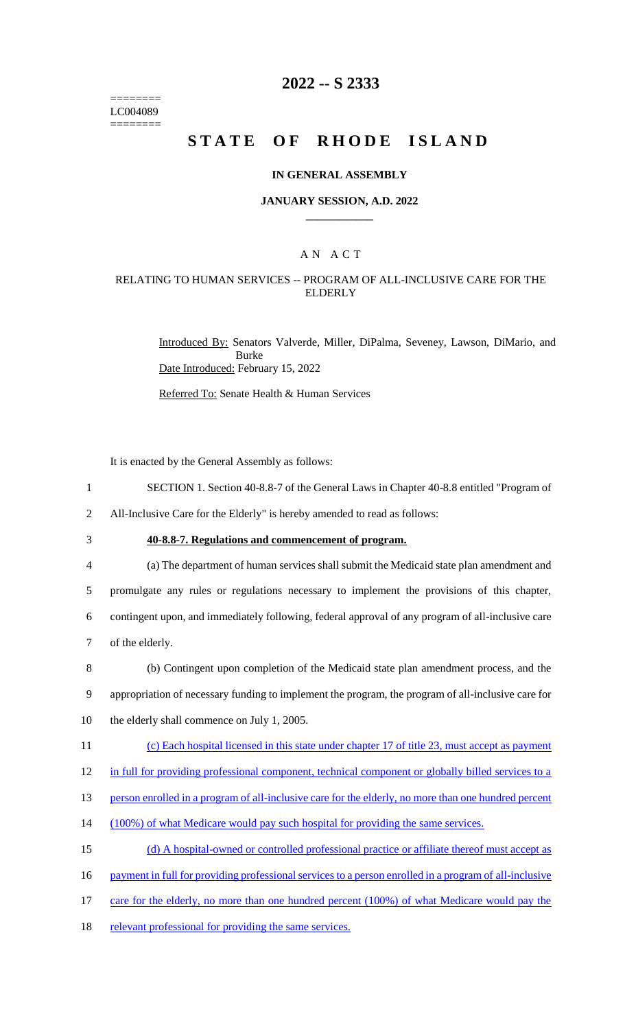========
LC004089
========

# 2022 -- S 2333

# STATE OF RHODE ISLAND

## IN GENERAL ASSEMBLY

### JANUARY SESSION, A.D. 2022

---

### A N A C T

### RELATING TO HUMAN SERVICES -- PROGRAM OF ALL-INCLUSIVE CARE FOR THE ELDERLY

Introduced By: Senators Valverde, Miller, DiPalma, Seveney, Lawson, DiMario, and Burke

Date Introduced: February 15, 2022

Referred To: Senate Health & Human Services

It is enacted by the General Assembly as follows:

1 SECTION 1. Section 40-8.8-7 of the General Laws in Chapter 40-8.8 entitled "Program of
2 All-Inclusive Care for the Elderly" is hereby amended to read as follows:

3 **40-8.8-7. Regulations and commencement of program.**

4 (a) The department of human services shall submit the Medicaid state plan amendment and
5 promulgate any rules or regulations necessary to implement the provisions of this chapter,
6 contingent upon, and immediately following, federal approval of any program of all-inclusive care
7 of the elderly.

8 (b) Contingent upon completion of the Medicaid state plan amendment process, and the
9 appropriation of necessary funding to implement the program, the program of all-inclusive care for
10 the elderly shall commence on July 1, 2005.

11 <u>(c) Each hospital licensed in this state under chapter 17 of title 23, must accept as payment</u>
12 <u>in full for providing professional component, technical component or globally billed services to a</u>
13 <u>person enrolled in a program of all-inclusive care for the elderly, no more than one hundred percent</u>
14 <u>(100%) of what Medicare would pay such hospital for providing the same services.</u>

15 <u>(d) A hospital-owned or controlled professional practice or affiliate thereof must accept as</u>
16 <u>payment in full for providing professional services to a person enrolled in a program of all-inclusive</u>
17 <u>care for the elderly, no more than one hundred percent (100%) of what Medicare would pay the</u>
18 <u>relevant professional for providing the same services.</u>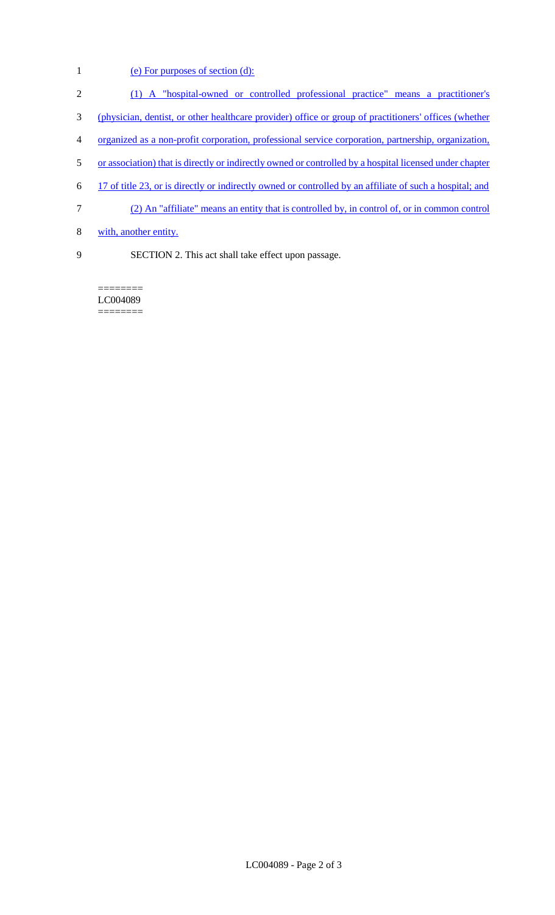(e) For purposes of section (d):

(1) A "hospital-owned or controlled professional practice" means a practitioner's (physician, dentist, or other healthcare provider) office or group of practitioners' offices (whether organized as a non-profit corporation, professional service corporation, partnership, organization, or association) that is directly or indirectly owned or controlled by a hospital licensed under chapter 17 of title 23, or is directly or indirectly owned or controlled by an affiliate of such a hospital; and

(2) An "affiliate" means an entity that is controlled by, in control of, or in common control with, another entity.

SECTION 2. This act shall take effect upon passage.

========
LC004089
========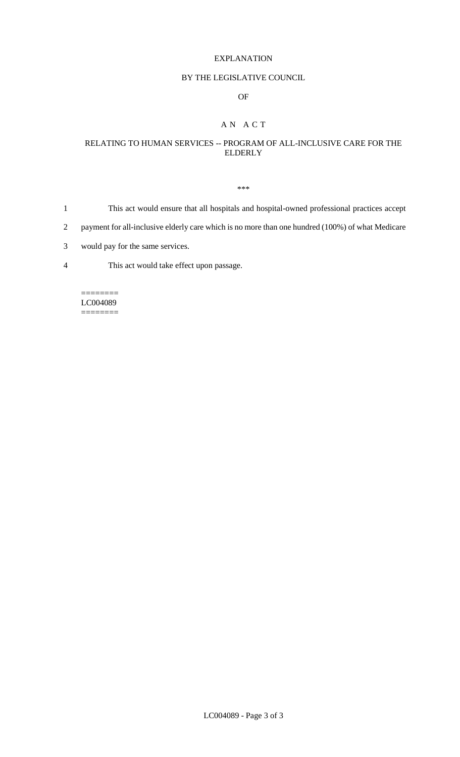EXPLANATION

BY THE LEGISLATIVE COUNCIL

OF

# A N A C T

RELATING TO HUMAN SERVICES -- PROGRAM OF ALL-INCLUSIVE CARE FOR THE ELDERLY

\*\*\*

This act would ensure that all hospitals and hospital-owned professional practices accept payment for all-inclusive elderly care which is no more than one hundred (100%) of what Medicare would pay for the same services.

This act would take effect upon passage.

========
LC004089
========